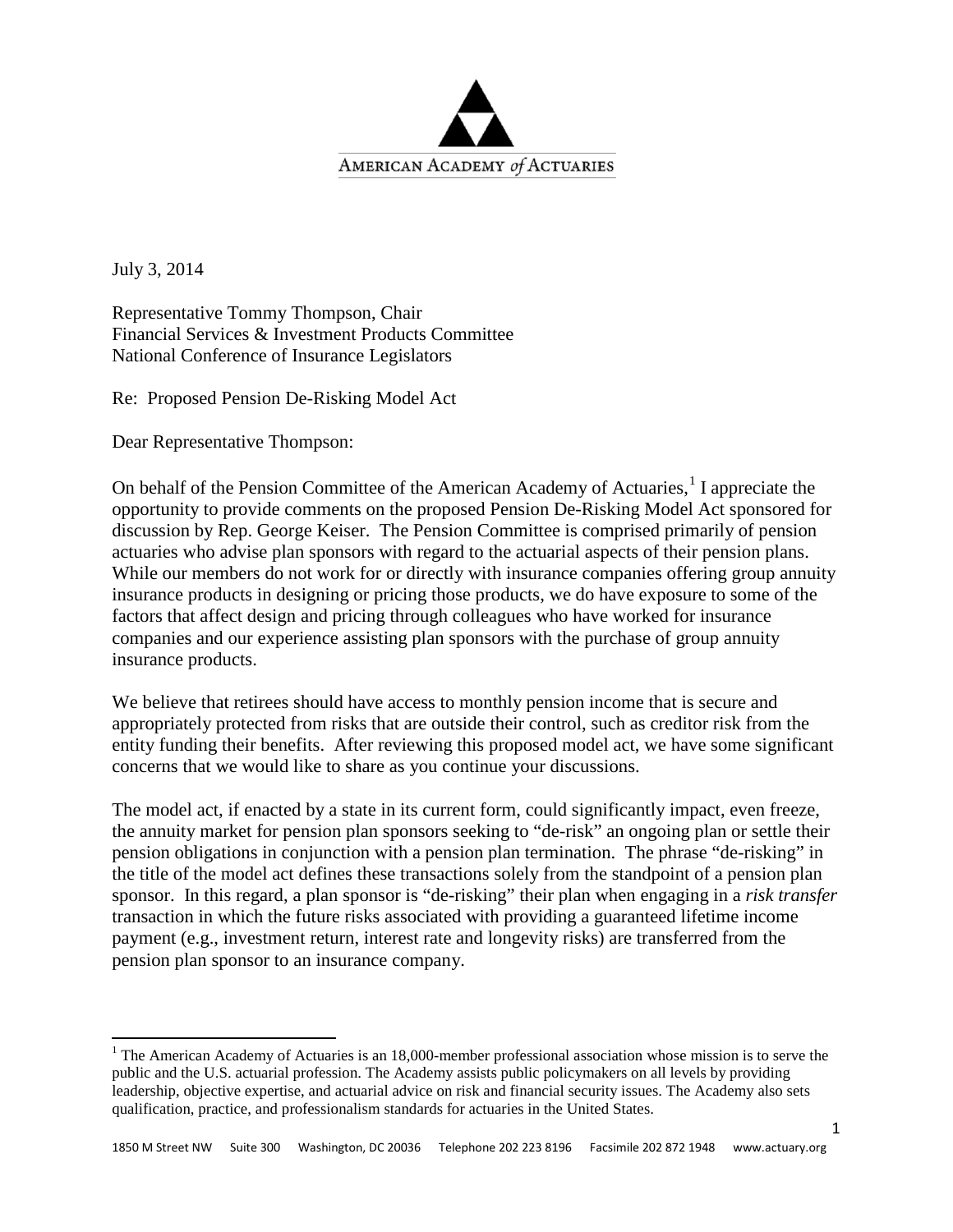AMERICAN ACADEMY *of* ACTUARIES

July 3, 2014

Representative Tommy Thompson, Chair
Financial Services & Investment Products Committee
National Conference of Insurance Legislators

Re: Proposed Pension De-Risking Model Act

Dear Representative Thompson:

On behalf of the Pension Committee of the American Academy of Actuaries,[1] I appreciate the opportunity to provide comments on the proposed Pension De-Risking Model Act sponsored for discussion by Rep. George Keiser. The Pension Committee is comprised primarily of pension actuaries who advise plan sponsors with regard to the actuarial aspects of their pension plans. While our members do not work for or directly with insurance companies offering group annuity insurance products in designing or pricing those products, we do have exposure to some of the factors that affect design and pricing through colleagues who have worked for insurance companies and our experience assisting plan sponsors with the purchase of group annuity insurance products.

We believe that retirees should have access to monthly pension income that is secure and appropriately protected from risks that are outside their control, such as creditor risk from the entity funding their benefits. After reviewing this proposed model act, we have some significant concerns that we would like to share as you continue your discussions.

The model act, if enacted by a state in its current form, could significantly impact, even freeze, the annuity market for pension plan sponsors seeking to "de-risk" an ongoing plan or settle their pension obligations in conjunction with a pension plan termination. The phrase "de-risking" in the title of the model act defines these transactions solely from the standpoint of a pension plan sponsor. In this regard, a plan sponsor is "de-risking" their plan when engaging in a *risk transfer* transaction in which the future risks associated with providing a guaranteed lifetime income payment (e.g., investment return, interest rate and longevity risks) are transferred from the pension plan sponsor to an insurance company.

[1] The American Academy of Actuaries is an 18,000-member professional association whose mission is to serve the public and the U.S. actuarial profession. The Academy assists public policymakers on all levels by providing leadership, objective expertise, and actuarial advice on risk and financial security issues. The Academy also sets qualification, practice, and professionalism standards for actuaries in the United States.

1850 M Street NW Suite 300 Washington, DC 20036 Telephone 202 223 8196 Facsimile 202 872 1948 www.actuary.org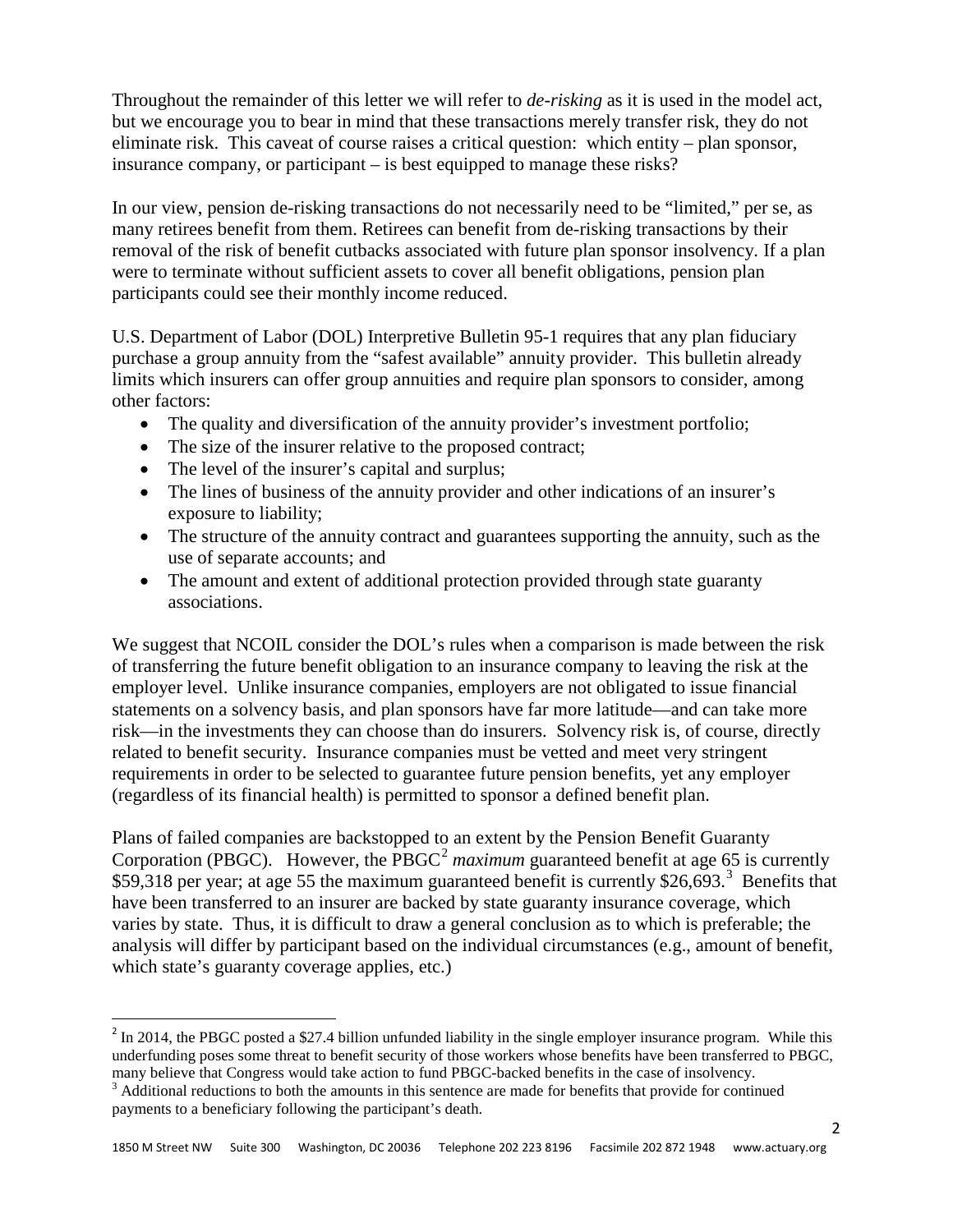Throughout the remainder of this letter we will refer to *de-risking* as it is used in the model act, but we encourage you to bear in mind that these transactions merely transfer risk, they do not eliminate risk. This caveat of course raises a critical question: which entity – plan sponsor, insurance company, or participant – is best equipped to manage these risks?

In our view, pension de-risking transactions do not necessarily need to be "limited," per se, as many retirees benefit from them. Retirees can benefit from de-risking transactions by their removal of the risk of benefit cutbacks associated with future plan sponsor insolvency. If a plan were to terminate without sufficient assets to cover all benefit obligations, pension plan participants could see their monthly income reduced.

U.S. Department of Labor (DOL) Interpretive Bulletin 95-1 requires that any plan fiduciary purchase a group annuity from the "safest available" annuity provider. This bulletin already limits which insurers can offer group annuities and require plan sponsors to consider, among other factors:

- The quality and diversification of the annuity provider's investment portfolio;
- The size of the insurer relative to the proposed contract;
- The level of the insurer's capital and surplus;
- The lines of business of the annuity provider and other indications of an insurer's exposure to liability;
- The structure of the annuity contract and guarantees supporting the annuity, such as the use of separate accounts; and
- The amount and extent of additional protection provided through state guaranty associations.

We suggest that NCOIL consider the DOL's rules when a comparison is made between the risk of transferring the future benefit obligation to an insurance company to leaving the risk at the employer level. Unlike insurance companies, employers are not obligated to issue financial statements on a solvency basis, and plan sponsors have far more latitude—and can take more risk—in the investments they can choose than do insurers. Solvency risk is, of course, directly related to benefit security. Insurance companies must be vetted and meet very stringent requirements in order to be selected to guarantee future pension benefits, yet any employer (regardless of its financial health) is permitted to sponsor a defined benefit plan.

Plans of failed companies are backstopped to an extent by the Pension Benefit Guaranty Corporation (PBGC). However, the PBGC[2] *maximum* guaranteed benefit at age 65 is currently $59,318 per year; at age 55 the maximum guaranteed benefit is currently $26,693.[3] Benefits that have been transferred to an insurer are backed by state guaranty insurance coverage, which varies by state. Thus, it is difficult to draw a general conclusion as to which is preferable; the analysis will differ by participant based on the individual circumstances (e.g., amount of benefit, which state's guaranty coverage applies, etc.)

---

[2] In 2014, the PBGC posted a $27.4 billion unfunded liability in the single employer insurance program. While this underfunding poses some threat to benefit security of those workers whose benefits have been transferred to PBGC, many believe that Congress would take action to fund PBGC-backed benefits in the case of insolvency.

[3] Additional reductions to both the amounts in this sentence are made for benefits that provide for continued payments to a beneficiary following the participant's death.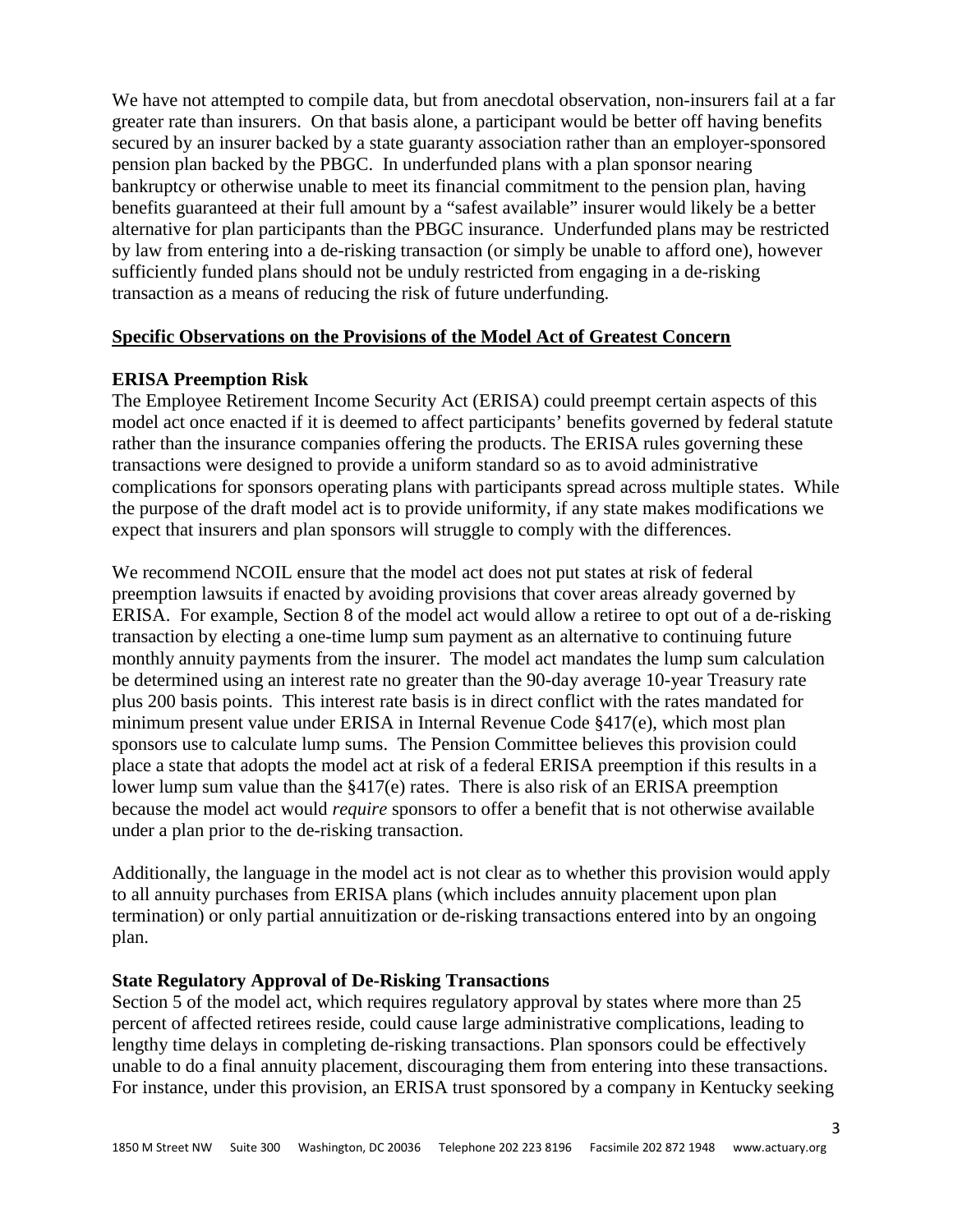We have not attempted to compile data, but from anecdotal observation, non-insurers fail at a far greater rate than insurers. On that basis alone, a participant would be better off having benefits secured by an insurer backed by a state guaranty association rather than an employer-sponsored pension plan backed by the PBGC. In underfunded plans with a plan sponsor nearing bankruptcy or otherwise unable to meet its financial commitment to the pension plan, having benefits guaranteed at their full amount by a "safest available" insurer would likely be a better alternative for plan participants than the PBGC insurance. Underfunded plans may be restricted by law from entering into a de-risking transaction (or simply be unable to afford one), however sufficiently funded plans should not be unduly restricted from engaging in a de-risking transaction as a means of reducing the risk of future underfunding.

## **Specific Observations on the Provisions of the Model Act of Greatest Concern**

### ERISA Preemption Risk

The Employee Retirement Income Security Act (ERISA) could preempt certain aspects of this model act once enacted if it is deemed to affect participants' benefits governed by federal statute rather than the insurance companies offering the products. The ERISA rules governing these transactions were designed to provide a uniform standard so as to avoid administrative complications for sponsors operating plans with participants spread across multiple states. While the purpose of the draft model act is to provide uniformity, if any state makes modifications we expect that insurers and plan sponsors will struggle to comply with the differences.

We recommend NCOIL ensure that the model act does not put states at risk of federal preemption lawsuits if enacted by avoiding provisions that cover areas already governed by ERISA. For example, Section 8 of the model act would allow a retiree to opt out of a de-risking transaction by electing a one-time lump sum payment as an alternative to continuing future monthly annuity payments from the insurer. The model act mandates the lump sum calculation be determined using an interest rate no greater than the 90-day average 10-year Treasury rate plus 200 basis points. This interest rate basis is in direct conflict with the rates mandated for minimum present value under ERISA in Internal Revenue Code §417(e), which most plan sponsors use to calculate lump sums. The Pension Committee believes this provision could place a state that adopts the model act at risk of a federal ERISA preemption if this results in a lower lump sum value than the §417(e) rates. There is also risk of an ERISA preemption because the model act would *require* sponsors to offer a benefit that is not otherwise available under a plan prior to the de-risking transaction.

Additionally, the language in the model act is not clear as to whether this provision would apply to all annuity purchases from ERISA plans (which includes annuity placement upon plan termination) or only partial annuitization or de-risking transactions entered into by an ongoing plan.

### State Regulatory Approval of De-Risking Transactions

Section 5 of the model act, which requires regulatory approval by states where more than 25 percent of affected retirees reside, could cause large administrative complications, leading to lengthy time delays in completing de-risking transactions. Plan sponsors could be effectively unable to do a final annuity placement, discouraging them from entering into these transactions. For instance, under this provision, an ERISA trust sponsored by a company in Kentucky seeking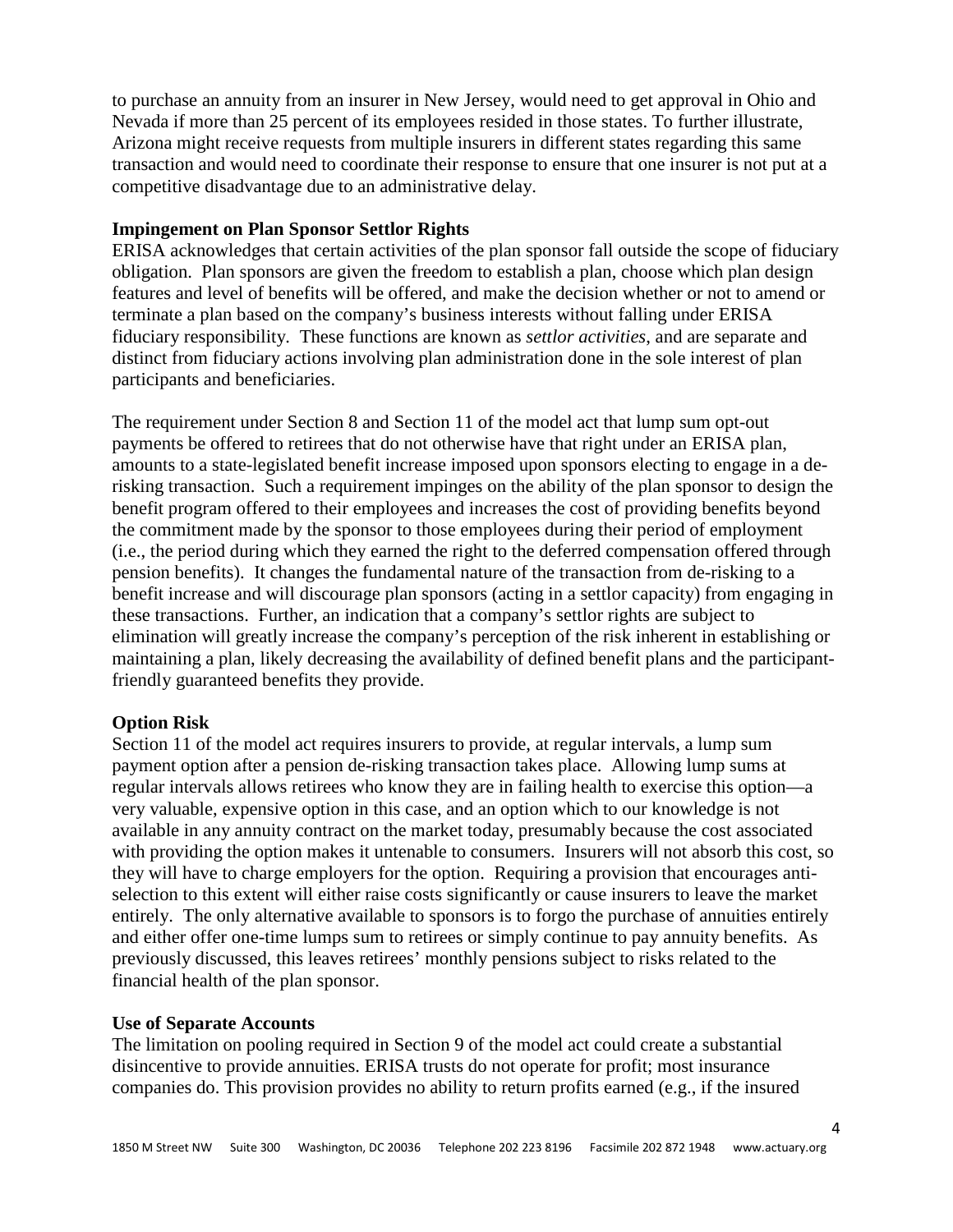to purchase an annuity from an insurer in New Jersey, would need to get approval in Ohio and Nevada if more than 25 percent of its employees resided in those states. To further illustrate, Arizona might receive requests from multiple insurers in different states regarding this same transaction and would need to coordinate their response to ensure that one insurer is not put at a competitive disadvantage due to an administrative delay.

**Impingement on Plan Sponsor Settlor Rights**

ERISA acknowledges that certain activities of the plan sponsor fall outside the scope of fiduciary obligation. Plan sponsors are given the freedom to establish a plan, choose which plan design features and level of benefits will be offered, and make the decision whether or not to amend or terminate a plan based on the company's business interests without falling under ERISA fiduciary responsibility. These functions are known as *settlor activities*, and are separate and distinct from fiduciary actions involving plan administration done in the sole interest of plan participants and beneficiaries.

The requirement under Section 8 and Section 11 of the model act that lump sum opt-out payments be offered to retirees that do not otherwise have that right under an ERISA plan, amounts to a state-legislated benefit increase imposed upon sponsors electing to engage in a de-risking transaction. Such a requirement impinges on the ability of the plan sponsor to design the benefit program offered to their employees and increases the cost of providing benefits beyond the commitment made by the sponsor to those employees during their period of employment (i.e., the period during which they earned the right to the deferred compensation offered through pension benefits). It changes the fundamental nature of the transaction from de-risking to a benefit increase and will discourage plan sponsors (acting in a settlor capacity) from engaging in these transactions. Further, an indication that a company's settlor rights are subject to elimination will greatly increase the company's perception of the risk inherent in establishing or maintaining a plan, likely decreasing the availability of defined benefit plans and the participant-friendly guaranteed benefits they provide.

**Option Risk**

Section 11 of the model act requires insurers to provide, at regular intervals, a lump sum payment option after a pension de-risking transaction takes place. Allowing lump sums at regular intervals allows retirees who know they are in failing health to exercise this option—a very valuable, expensive option in this case, and an option which to our knowledge is not available in any annuity contract on the market today, presumably because the cost associated with providing the option makes it untenable to consumers. Insurers will not absorb this cost, so they will have to charge employers for the option. Requiring a provision that encourages anti-selection to this extent will either raise costs significantly or cause insurers to leave the market entirely. The only alternative available to sponsors is to forgo the purchase of annuities entirely and either offer one-time lumps sum to retirees or simply continue to pay annuity benefits. As previously discussed, this leaves retirees' monthly pensions subject to risks related to the financial health of the plan sponsor.

**Use of Separate Accounts**

The limitation on pooling required in Section 9 of the model act could create a substantial disincentive to provide annuities. ERISA trusts do not operate for profit; most insurance companies do. This provision provides no ability to return profits earned (e.g., if the insured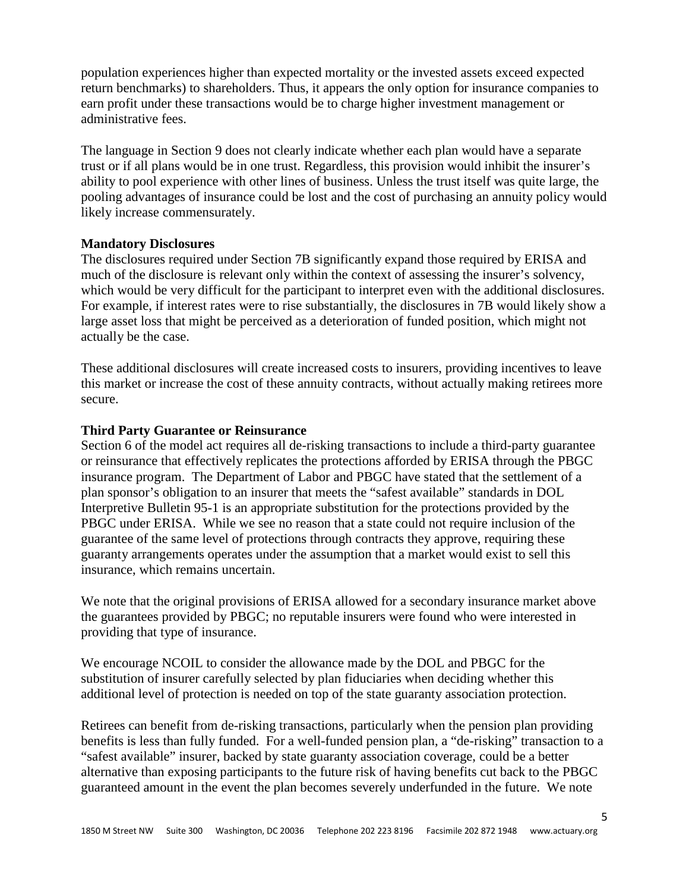population experiences higher than expected mortality or the invested assets exceed expected return benchmarks) to shareholders. Thus, it appears the only option for insurance companies to earn profit under these transactions would be to charge higher investment management or administrative fees.

The language in Section 9 does not clearly indicate whether each plan would have a separate trust or if all plans would be in one trust. Regardless, this provision would inhibit the insurer's ability to pool experience with other lines of business. Unless the trust itself was quite large, the pooling advantages of insurance could be lost and the cost of purchasing an annuity policy would likely increase commensurately.

**Mandatory Disclosures**

The disclosures required under Section 7B significantly expand those required by ERISA and much of the disclosure is relevant only within the context of assessing the insurer's solvency, which would be very difficult for the participant to interpret even with the additional disclosures. For example, if interest rates were to rise substantially, the disclosures in 7B would likely show a large asset loss that might be perceived as a deterioration of funded position, which might not actually be the case.

These additional disclosures will create increased costs to insurers, providing incentives to leave this market or increase the cost of these annuity contracts, without actually making retirees more secure.

**Third Party Guarantee or Reinsurance**

Section 6 of the model act requires all de-risking transactions to include a third-party guarantee or reinsurance that effectively replicates the protections afforded by ERISA through the PBGC insurance program. The Department of Labor and PBGC have stated that the settlement of a plan sponsor's obligation to an insurer that meets the "safest available" standards in DOL Interpretive Bulletin 95-1 is an appropriate substitution for the protections provided by the PBGC under ERISA. While we see no reason that a state could not require inclusion of the guarantee of the same level of protections through contracts they approve, requiring these guaranty arrangements operates under the assumption that a market would exist to sell this insurance, which remains uncertain.

We note that the original provisions of ERISA allowed for a secondary insurance market above the guarantees provided by PBGC; no reputable insurers were found who were interested in providing that type of insurance.

We encourage NCOIL to consider the allowance made by the DOL and PBGC for the substitution of insurer carefully selected by plan fiduciaries when deciding whether this additional level of protection is needed on top of the state guaranty association protection.

Retirees can benefit from de-risking transactions, particularly when the pension plan providing benefits is less than fully funded. For a well-funded pension plan, a "de-risking" transaction to a "safest available" insurer, backed by state guaranty association coverage, could be a better alternative than exposing participants to the future risk of having benefits cut back to the PBGC guaranteed amount in the event the plan becomes severely underfunded in the future. We note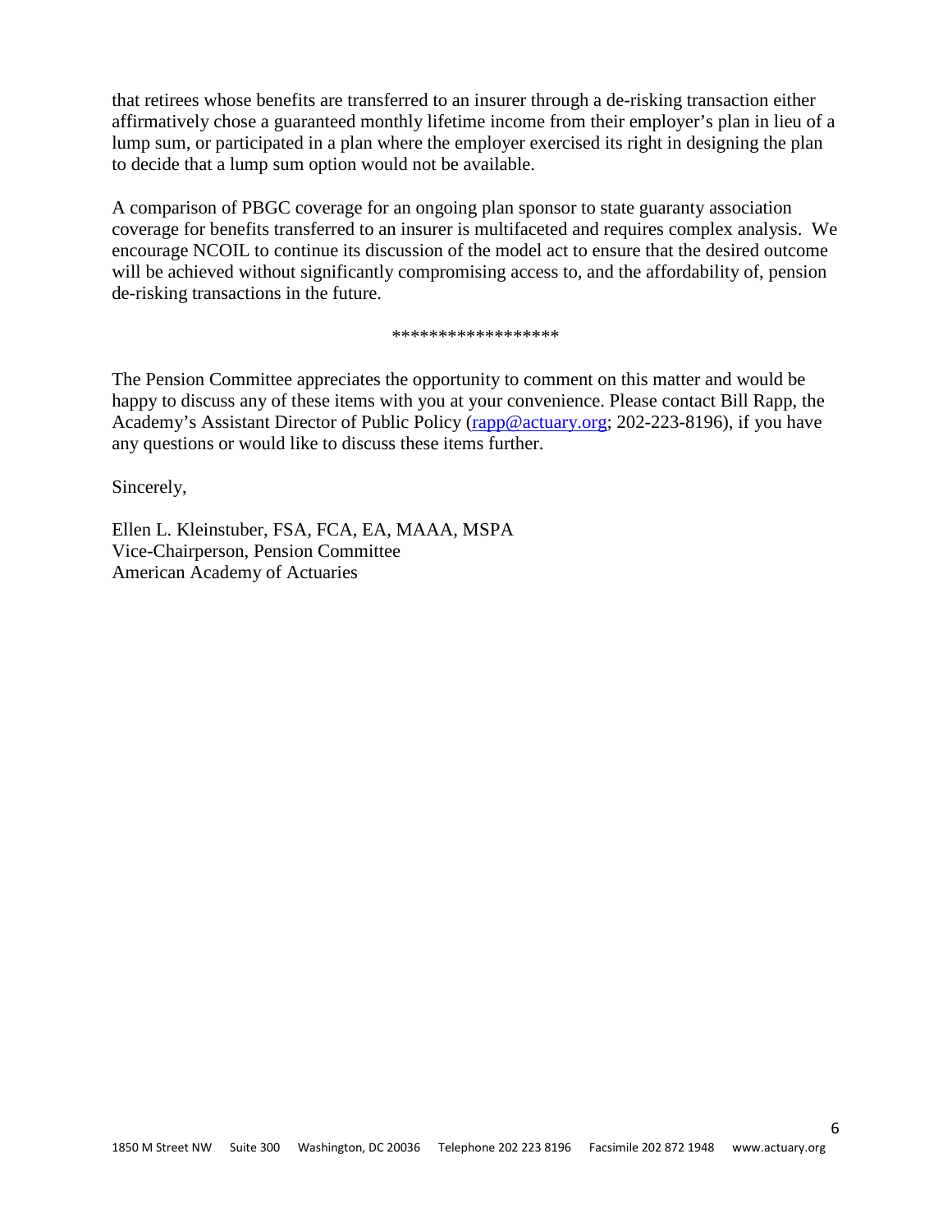that retirees whose benefits are transferred to an insurer through a de-risking transaction either affirmatively chose a guaranteed monthly lifetime income from their employer's plan in lieu of a lump sum, or participated in a plan where the employer exercised its right in designing the plan to decide that a lump sum option would not be available.

A comparison of PBGC coverage for an ongoing plan sponsor to state guaranty association coverage for benefits transferred to an insurer is multifaceted and requires complex analysis. We encourage NCOIL to continue its discussion of the model act to ensure that the desired outcome will be achieved without significantly compromising access to, and the affordability of, pension de-risking transactions in the future.

******************

The Pension Committee appreciates the opportunity to comment on this matter and would be happy to discuss any of these items with you at your convenience. Please contact Bill Rapp, the Academy's Assistant Director of Public Policy (rapp@actuary.org; 202-223-8196), if you have any questions or would like to discuss these items further.

Sincerely,

Ellen L. Kleinstuber, FSA, FCA, EA, MAAA, MSPA
Vice-Chairperson, Pension Committee
American Academy of Actuaries